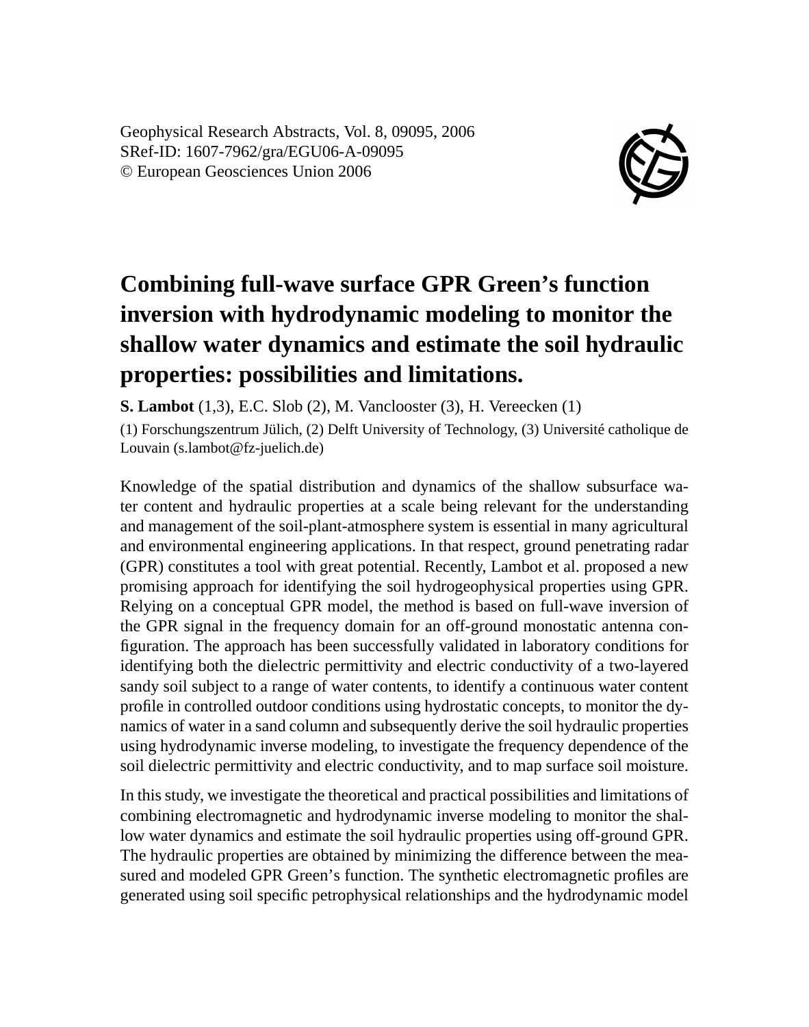Geophysical Research Abstracts, Vol. 8, 09095, 2006
SRef-ID: 1607-7962/gra/EGU06-A-09095
© European Geosciences Union 2006

# Combining full-wave surface GPR Green's function inversion with hydrodynamic modeling to monitor the shallow water dynamics and estimate the soil hydraulic properties: possibilities and limitations.

**S. Lambot** (1,3), E.C. Slob (2), M. Vanclooster (3), H. Vereecken (1)

(1) Forschungszentrum Jülich, (2) Delft University of Technology, (3) Université catholique de Louvain (s.lambot@fz-juelich.de)

Knowledge of the spatial distribution and dynamics of the shallow subsurface water content and hydraulic properties at a scale being relevant for the understanding and management of the soil-plant-atmosphere system is essential in many agricultural and environmental engineering applications. In that respect, ground penetrating radar (GPR) constitutes a tool with great potential. Recently, Lambot et al. proposed a new promising approach for identifying the soil hydrogeophysical properties using GPR. Relying on a conceptual GPR model, the method is based on full-wave inversion of the GPR signal in the frequency domain for an off-ground monostatic antenna configuration. The approach has been successfully validated in laboratory conditions for identifying both the dielectric permittivity and electric conductivity of a two-layered sandy soil subject to a range of water contents, to identify a continuous water content profile in controlled outdoor conditions using hydrostatic concepts, to monitor the dynamics of water in a sand column and subsequently derive the soil hydraulic properties using hydrodynamic inverse modeling, to investigate the frequency dependence of the soil dielectric permittivity and electric conductivity, and to map surface soil moisture.

In this study, we investigate the theoretical and practical possibilities and limitations of combining electromagnetic and hydrodynamic inverse modeling to monitor the shallow water dynamics and estimate the soil hydraulic properties using off-ground GPR. The hydraulic properties are obtained by minimizing the difference between the measured and modeled GPR Green's function. The synthetic electromagnetic profiles are generated using soil specific petrophysical relationships and the hydrodynamic model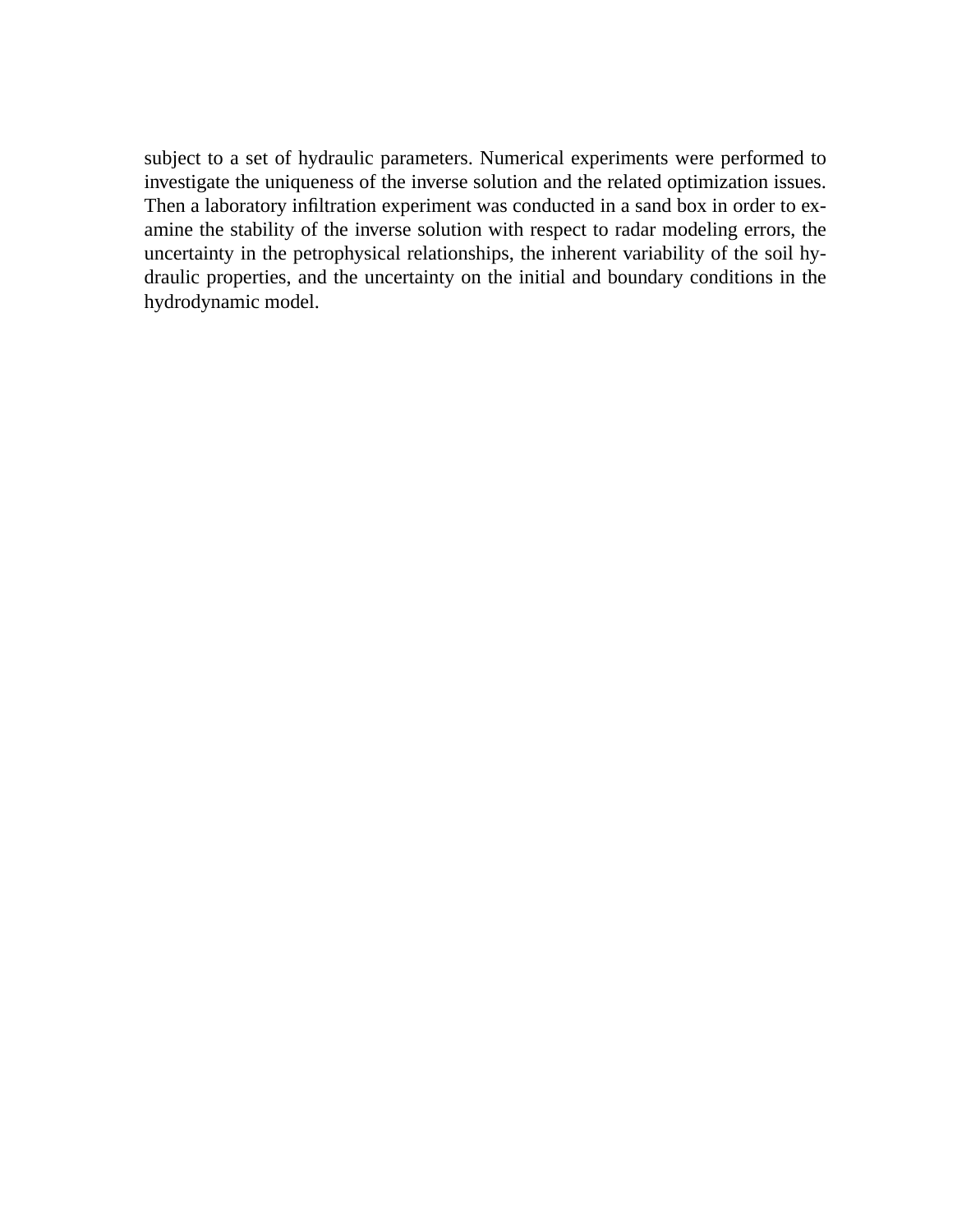subject to a set of hydraulic parameters. Numerical experiments were performed to investigate the uniqueness of the inverse solution and the related optimization issues. Then a laboratory infiltration experiment was conducted in a sand box in order to examine the stability of the inverse solution with respect to radar modeling errors, the uncertainty in the petrophysical relationships, the inherent variability of the soil hydraulic properties, and the uncertainty on the initial and boundary conditions in the hydrodynamic model.